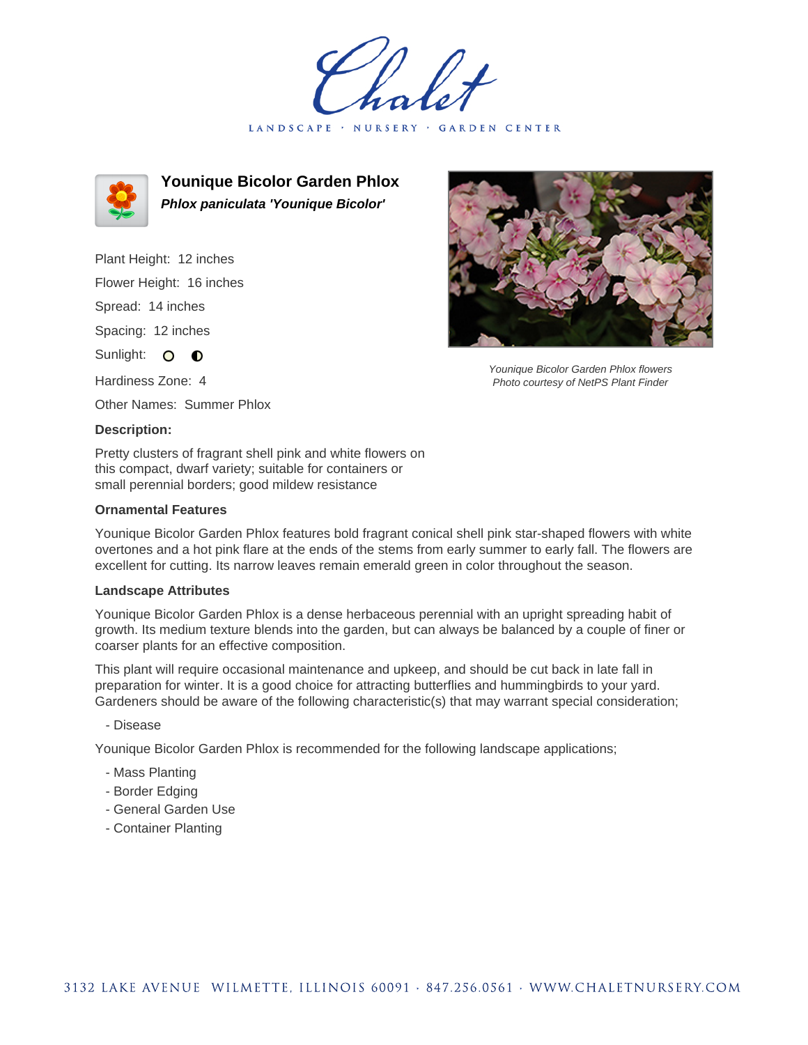Chalet

LANDSCAPE · NURSERY · GARDEN CENTER

# Younique Bicolor Garden Phlox

***Phlox paniculata 'Younique Bicolor'***

Plant Height: 12 inches

Flower Height: 16 inches

Spread: 14 inches

Spacing: 12 inches

Sunlight: ○ ◐

Hardiness Zone: 4

Other Names: Summer Phlox

*Younique Bicolor Garden Phlox flowers*
*Photo courtesy of NetPS Plant Finder*

### Description:

Pretty clusters of fragrant shell pink and white flowers on this compact, dwarf variety; suitable for containers or small perennial borders; good mildew resistance

### Ornamental Features

Younique Bicolor Garden Phlox features bold fragrant conical shell pink star-shaped flowers with white overtones and a hot pink flare at the ends of the stems from early summer to early fall. The flowers are excellent for cutting. Its narrow leaves remain emerald green in color throughout the season.

### Landscape Attributes

Younique Bicolor Garden Phlox is a dense herbaceous perennial with an upright spreading habit of growth. Its medium texture blends into the garden, but can always be balanced by a couple of finer or coarser plants for an effective composition.

This plant will require occasional maintenance and upkeep, and should be cut back in late fall in preparation for winter. It is a good choice for attracting butterflies and hummingbirds to your yard. Gardeners should be aware of the following characteristic(s) that may warrant special consideration;

- Disease

Younique Bicolor Garden Phlox is recommended for the following landscape applications;

- Mass Planting
- Border Edging
- General Garden Use
- Container Planting

3132 LAKE AVENUE WILMETTE, ILLINOIS 60091 · 847.256.0561 · WWW.CHALETNURSERY.COM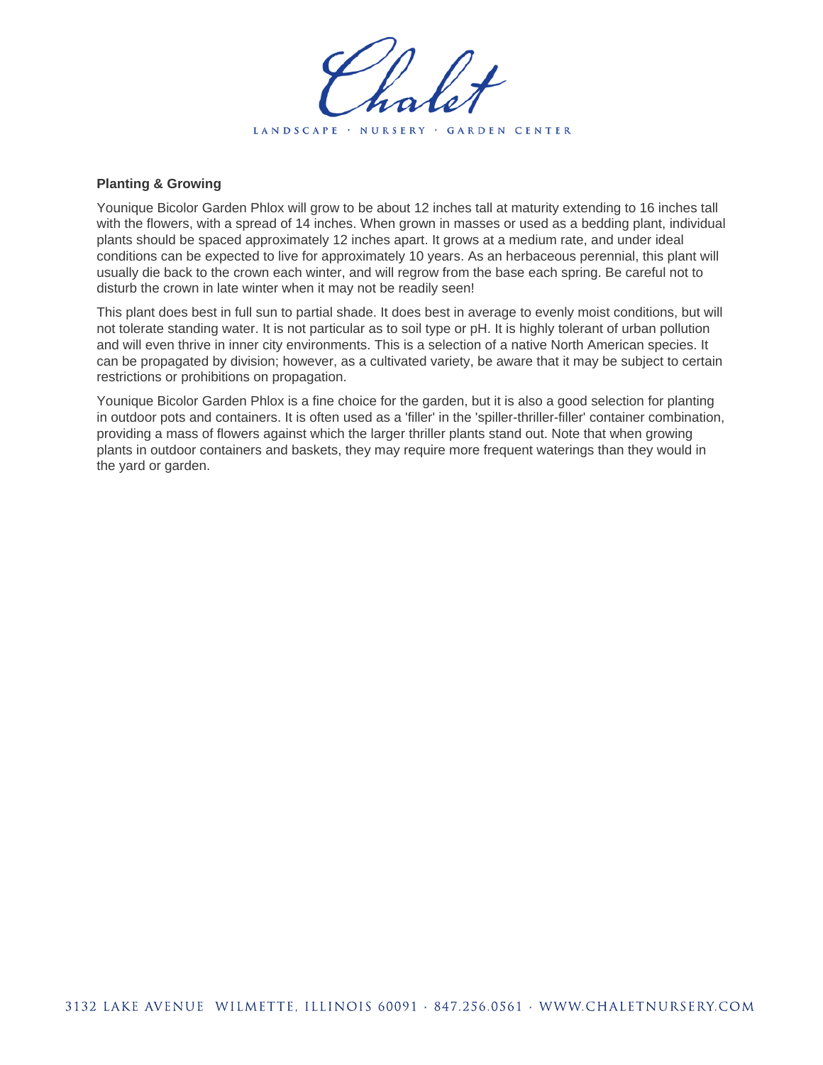**Planting & Growing**

Younique Bicolor Garden Phlox will grow to be about 12 inches tall at maturity extending to 16 inches tall with the flowers, with a spread of 14 inches. When grown in masses or used as a bedding plant, individual plants should be spaced approximately 12 inches apart. It grows at a medium rate, and under ideal conditions can be expected to live for approximately 10 years. As an herbaceous perennial, this plant will usually die back to the crown each winter, and will regrow from the base each spring. Be careful not to disturb the crown in late winter when it may not be readily seen!

This plant does best in full sun to partial shade. It does best in average to evenly moist conditions, but will not tolerate standing water. It is not particular as to soil type or pH. It is highly tolerant of urban pollution and will even thrive in inner city environments. This is a selection of a native North American species. It can be propagated by division; however, as a cultivated variety, be aware that it may be subject to certain restrictions or prohibitions on propagation.

Younique Bicolor Garden Phlox is a fine choice for the garden, but it is also a good selection for planting in outdoor pots and containers. It is often used as a 'filler' in the 'spiller-thriller-filler' container combination, providing a mass of flowers against which the larger thriller plants stand out. Note that when growing plants in outdoor containers and baskets, they may require more frequent waterings than they would in the yard or garden.